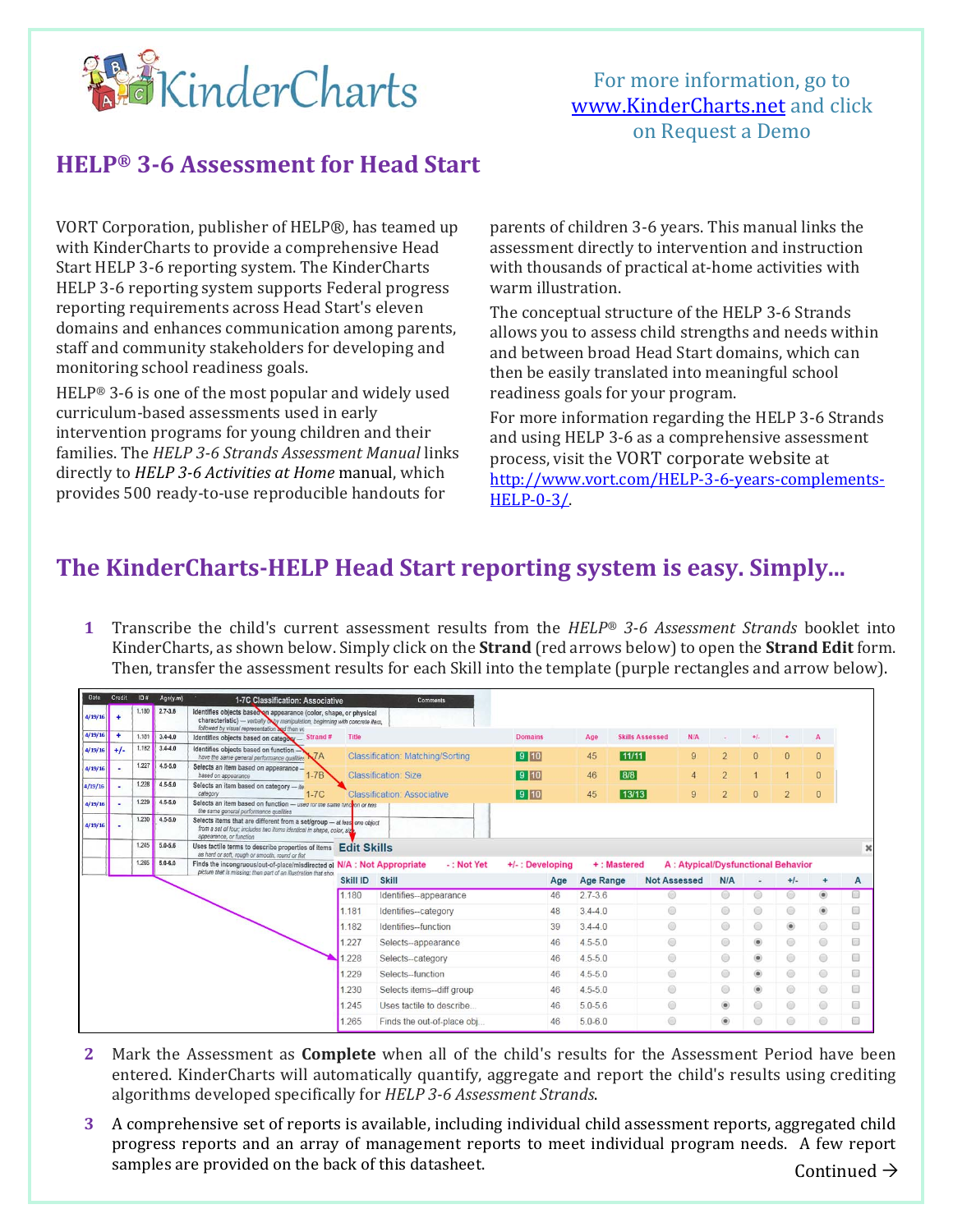KinderCharts

For more information, go to [www.KinderCharts.net](http://www.KinderCharts.net) and click on Request a Demo

# HELP® 3-6 Assessment for Head Start

VORT Corporation, publisher of HELP®, has teamed up with KinderCharts to provide a comprehensive Head Start HELP 3-6 reporting system. The KinderCharts HELP 3-6 reporting system supports Federal progress reporting requirements across Head Start's eleven domains and enhances communication among parents, staff and community stakeholders for developing and monitoring school readiness goals.

HELP® 3-6 is one of the most popular and widely used curriculum-based assessments used in early intervention programs for young children and their families. The *HELP 3-6 Strands Assessment Manual* links directly to *HELP 3-6 Activities at Home* manual, which provides 500 ready-to-use reproducible handouts for parents of children 3-6 years. This manual links the assessment directly to intervention and instruction with thousands of practical at-home activities with warm illustration.

The conceptual structure of the HELP 3-6 Strands allows you to assess child strengths and needs within and between broad Head Start domains, which can then be easily translated into meaningful school readiness goals for your program.

For more information regarding the HELP 3-6 Strands and using HELP 3-6 as a comprehensive assessment process, visit the VORT corporate website at [http://www.vort.com/HELP-3-6-years-complements-HELP-0-3/](http://www.vort.com/HELP-3-6-years-complements-HELP-0-3/).

## The KinderCharts-HELP Head Start reporting system is easy. Simply...

1. Transcribe the child's current assessment results from the *HELP® 3-6 Assessment Strands* booklet into KinderCharts, as shown below. Simply click on the **Strand** (red arrows below) to open the **Strand Edit** form. Then, transfer the assessment results for each Skill into the template (purple rectangles and arrow below).

2. Mark the Assessment as **Complete** when all of the child's results for the Assessment Period have been entered. KinderCharts will automatically quantify, aggregate and report the child's results using crediting algorithms developed specifically for *HELP 3-6 Assessment Strands*.

3. A comprehensive set of reports is available, including individual child assessment reports, aggregated child progress reports and an array of management reports to meet individual program needs. A few report samples are provided on the back of this datasheet.

Continued →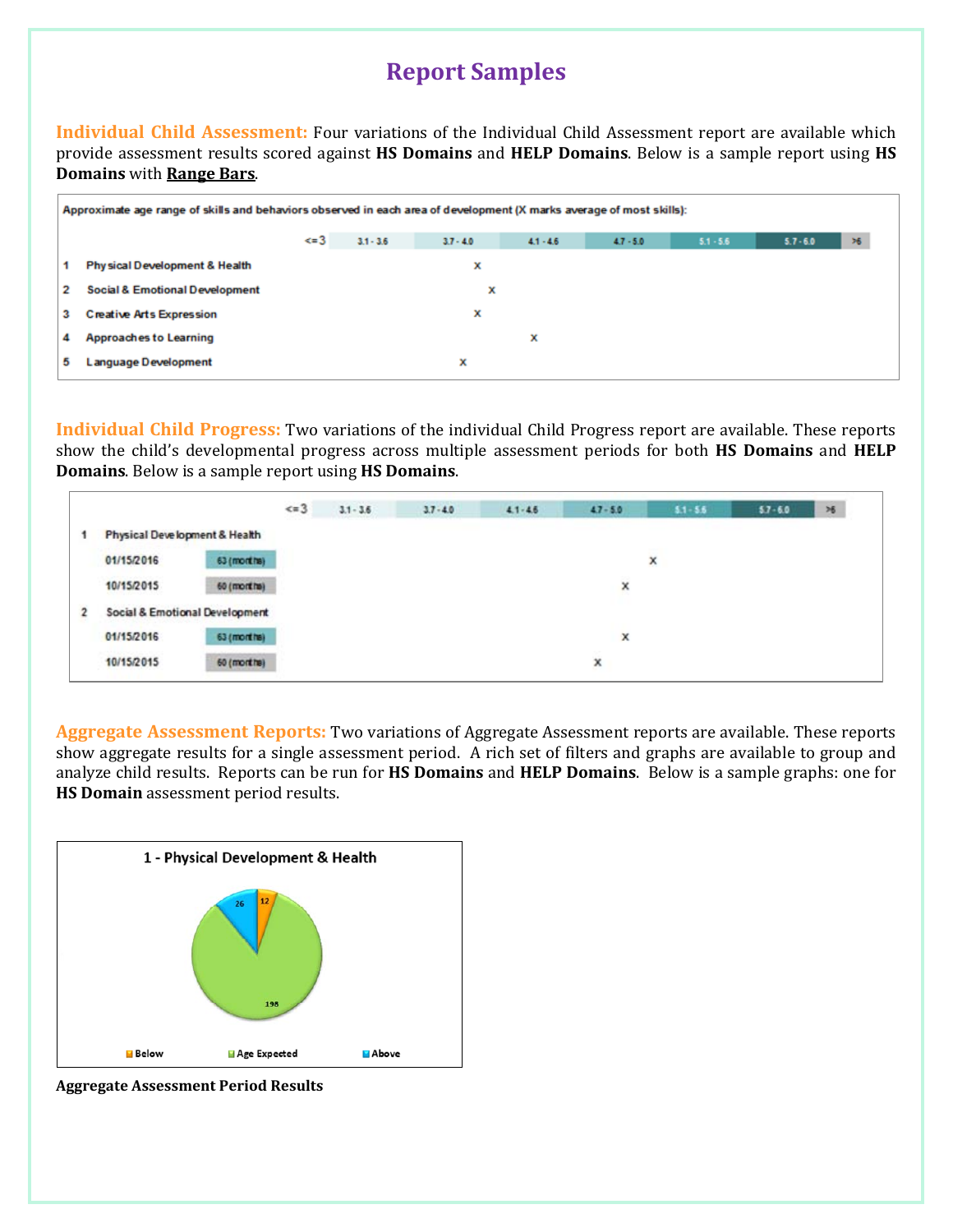# Report Samples

**Individual Child Assessment:** Four variations of the Individual Child Assessment report are available which provide assessment results scored against **HS Domains** and **HELP Domains**. Below is a sample report using **HS Domains** with **Range Bars**.

Approximate age range of skills and behaviors observed in each area of development (X marks average of most skills):

<=3 3.1 - 3.6 3.7 - 4.0 4.1 - 4.6 4.7 - 5.0 5.1 - 5.6 5.7 - 6.0 >6

1 Physical Development & Health x

2 Social & Emotional Development x

3 Creative Arts Expression x

4 Approaches to Learning x

5 Language Development x

**Individual Child Progress:** Two variations of the individual Child Progress report are available. These reports show the child's developmental progress across multiple assessment periods for both **HS Domains** and **HELP Domains**. Below is a sample report using **HS Domains**.

<=3 3.1 - 3.6 3.7 - 4.0 4.1 - 4.6 4.7 - 5.0 5.1 - 5.6 5.7 - 6.0 >6

1 Physical Development & Health

01/15/2016 63 (months) x

10/15/2015 60 (months) x

2 Social & Emotional Development

01/15/2016 63 (months) x

10/15/2015 60 (months) x

**Aggregate Assessment Reports:** Two variations of Aggregate Assessment reports are available. These reports show aggregate results for a single assessment period. A rich set of filters and graphs are available to group and analyze child results. Reports can be run for **HS Domains** and **HELP Domains**. Below is a sample graphs: one for **HS Domain** assessment period results.

1 - Physical Development & Health

26

12

198

Below Age Expected Above

**Aggregate Assessment Period Results**